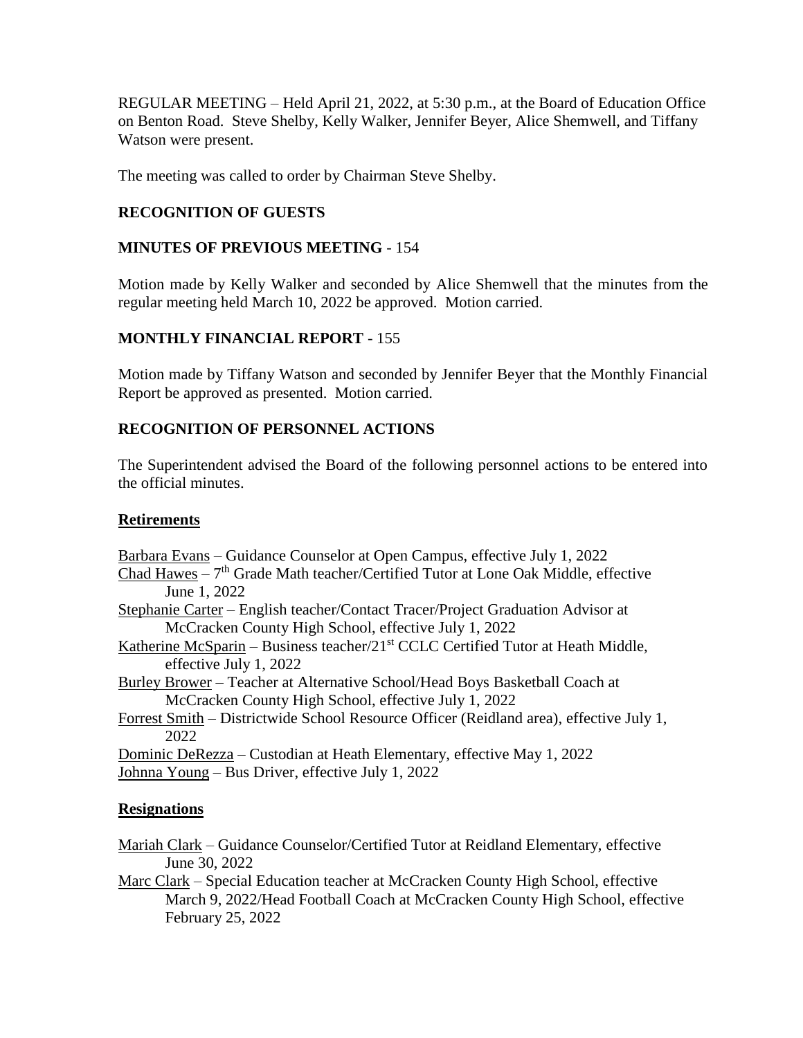REGULAR MEETING – Held April 21, 2022, at 5:30 p.m., at the Board of Education Office on Benton Road. Steve Shelby, Kelly Walker, Jennifer Beyer, Alice Shemwell, and Tiffany Watson were present.

The meeting was called to order by Chairman Steve Shelby.

**RECOGNITION OF GUESTS**

**MINUTES OF PREVIOUS MEETING** - 154

Motion made by Kelly Walker and seconded by Alice Shemwell that the minutes from the regular meeting held March 10, 2022 be approved. Motion carried.

**MONTHLY FINANCIAL REPORT** - 155

Motion made by Tiffany Watson and seconded by Jennifer Beyer that the Monthly Financial Report be approved as presented. Motion carried.

**RECOGNITION OF PERSONNEL ACTIONS**

The Superintendent advised the Board of the following personnel actions to be entered into the official minutes.

**Retirements**

Barbara Evans – Guidance Counselor at Open Campus, effective July 1, 2022
Chad Hawes – 7th Grade Math teacher/Certified Tutor at Lone Oak Middle, effective June 1, 2022
Stephanie Carter – English teacher/Contact Tracer/Project Graduation Advisor at McCracken County High School, effective July 1, 2022
Katherine McSparin – Business teacher/21st CCLC Certified Tutor at Heath Middle, effective July 1, 2022
Burley Brower – Teacher at Alternative School/Head Boys Basketball Coach at McCracken County High School, effective July 1, 2022
Forrest Smith – Districtwide School Resource Officer (Reidland area), effective July 1, 2022
Dominic DeRezza – Custodian at Heath Elementary, effective May 1, 2022
Johnna Young – Bus Driver, effective July 1, 2022

**Resignations**

Mariah Clark – Guidance Counselor/Certified Tutor at Reidland Elementary, effective June 30, 2022
Marc Clark – Special Education teacher at McCracken County High School, effective March 9, 2022/Head Football Coach at McCracken County High School, effective February 25, 2022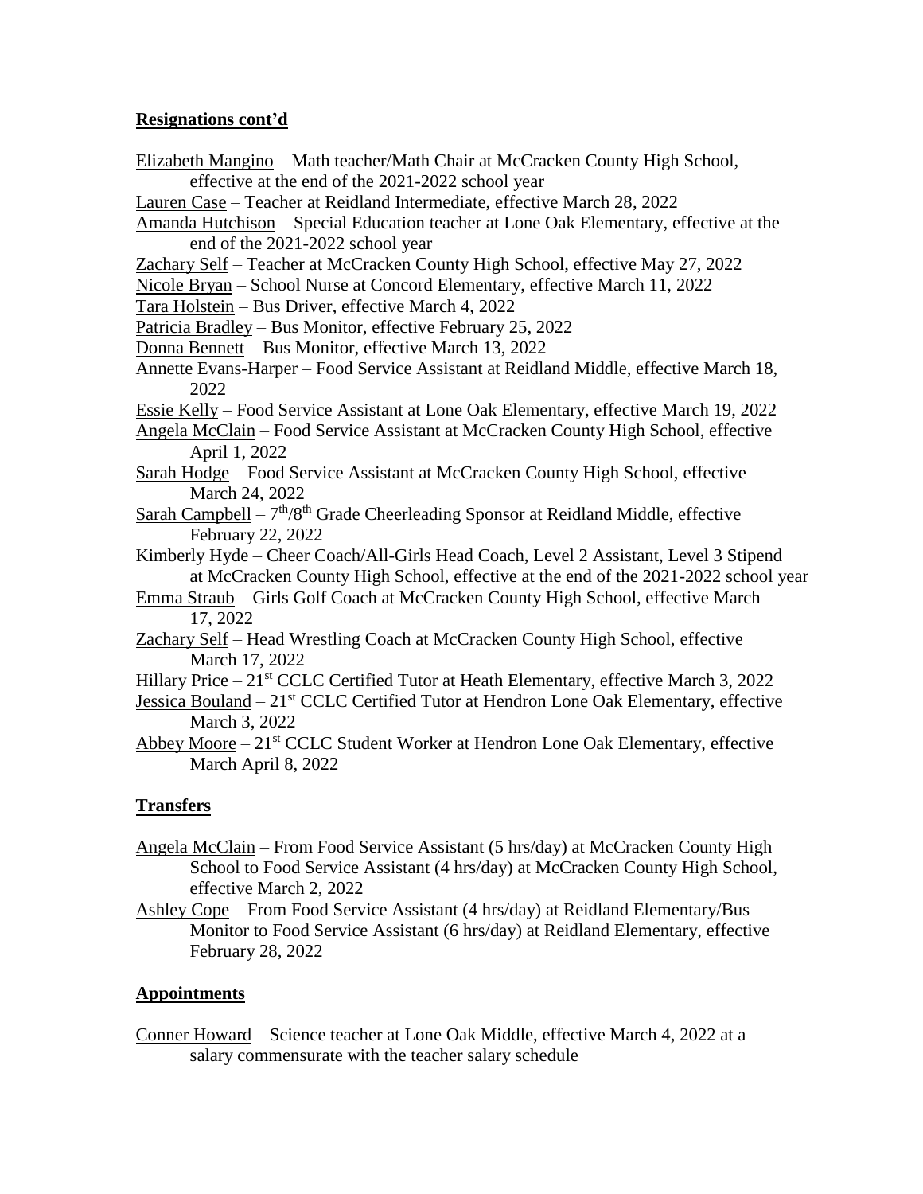**Resignations cont'd**

Elizabeth Mangino – Math teacher/Math Chair at McCracken County High School, effective at the end of the 2021-2022 school year

Lauren Case – Teacher at Reidland Intermediate, effective March 28, 2022

Amanda Hutchison – Special Education teacher at Lone Oak Elementary, effective at the end of the 2021-2022 school year

Zachary Self – Teacher at McCracken County High School, effective May 27, 2022

Nicole Bryan – School Nurse at Concord Elementary, effective March 11, 2022

Tara Holstein – Bus Driver, effective March 4, 2022

Patricia Bradley – Bus Monitor, effective February 25, 2022

Donna Bennett – Bus Monitor, effective March 13, 2022

Annette Evans-Harper – Food Service Assistant at Reidland Middle, effective March 18, 2022

Essie Kelly – Food Service Assistant at Lone Oak Elementary, effective March 19, 2022

Angela McClain – Food Service Assistant at McCracken County High School, effective April 1, 2022

Sarah Hodge – Food Service Assistant at McCracken County High School, effective March 24, 2022

Sarah Campbell – 7th/8th Grade Cheerleading Sponsor at Reidland Middle, effective February 22, 2022

Kimberly Hyde – Cheer Coach/All-Girls Head Coach, Level 2 Assistant, Level 3 Stipend at McCracken County High School, effective at the end of the 2021-2022 school year

Emma Straub – Girls Golf Coach at McCracken County High School, effective March 17, 2022

Zachary Self – Head Wrestling Coach at McCracken County High School, effective March 17, 2022

Hillary Price – 21st CCLC Certified Tutor at Heath Elementary, effective March 3, 2022

Jessica Bouland – 21st CCLC Certified Tutor at Hendron Lone Oak Elementary, effective March 3, 2022

Abbey Moore – 21st CCLC Student Worker at Hendron Lone Oak Elementary, effective March April 8, 2022

**Transfers**

Angela McClain – From Food Service Assistant (5 hrs/day) at McCracken County High School to Food Service Assistant (4 hrs/day) at McCracken County High School, effective March 2, 2022

Ashley Cope – From Food Service Assistant (4 hrs/day) at Reidland Elementary/Bus Monitor to Food Service Assistant (6 hrs/day) at Reidland Elementary, effective February 28, 2022

**Appointments**

Conner Howard – Science teacher at Lone Oak Middle, effective March 4, 2022 at a salary commensurate with the teacher salary schedule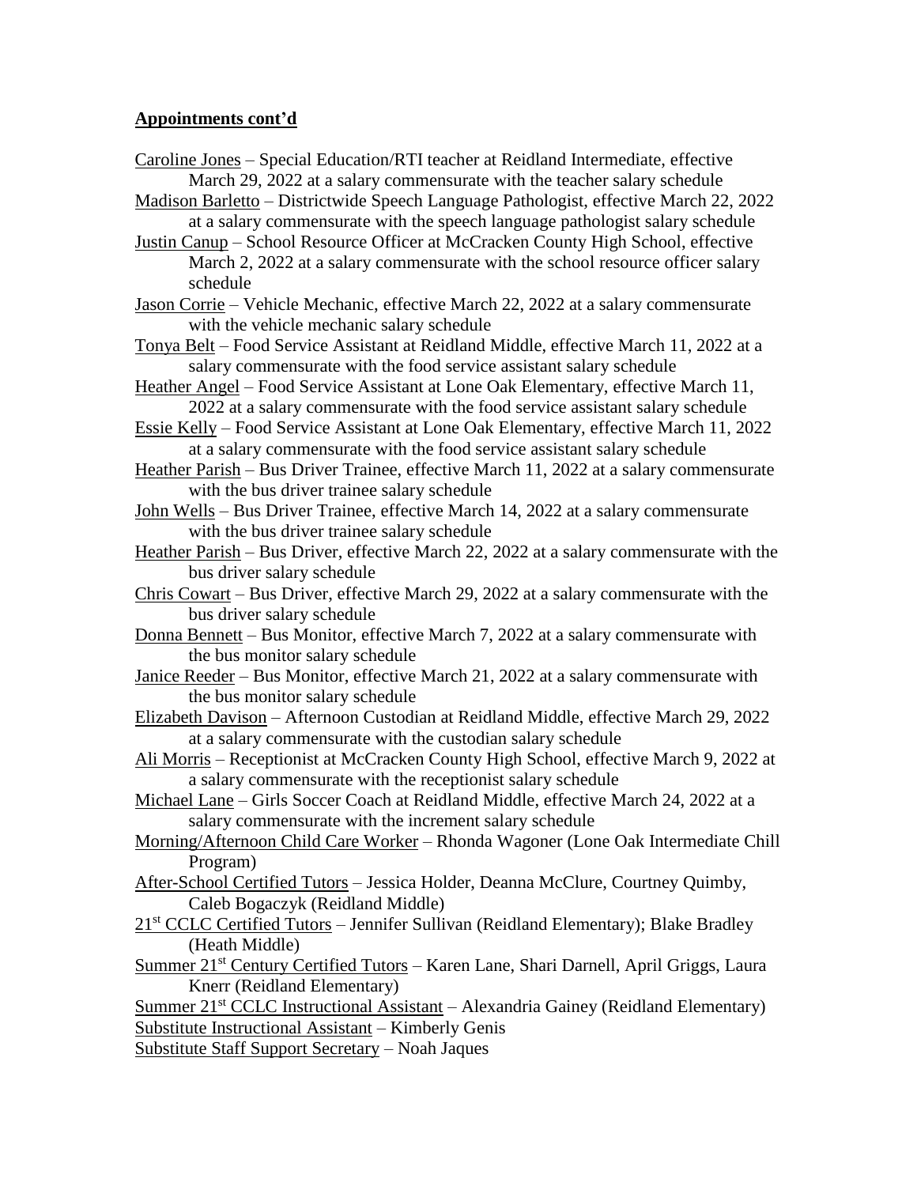**Appointments cont'd**

Caroline Jones – Special Education/RTI teacher at Reidland Intermediate, effective March 29, 2022 at a salary commensurate with the teacher salary schedule

Madison Barletto – Districtwide Speech Language Pathologist, effective March 22, 2022 at a salary commensurate with the speech language pathologist salary schedule

Justin Canup – School Resource Officer at McCracken County High School, effective March 2, 2022 at a salary commensurate with the school resource officer salary schedule

Jason Corrie – Vehicle Mechanic, effective March 22, 2022 at a salary commensurate with the vehicle mechanic salary schedule

Tonya Belt – Food Service Assistant at Reidland Middle, effective March 11, 2022 at a salary commensurate with the food service assistant salary schedule

Heather Angel – Food Service Assistant at Lone Oak Elementary, effective March 11, 2022 at a salary commensurate with the food service assistant salary schedule

Essie Kelly – Food Service Assistant at Lone Oak Elementary, effective March 11, 2022 at a salary commensurate with the food service assistant salary schedule

Heather Parish – Bus Driver Trainee, effective March 11, 2022 at a salary commensurate with the bus driver trainee salary schedule

John Wells – Bus Driver Trainee, effective March 14, 2022 at a salary commensurate with the bus driver trainee salary schedule

Heather Parish – Bus Driver, effective March 22, 2022 at a salary commensurate with the bus driver salary schedule

Chris Cowart – Bus Driver, effective March 29, 2022 at a salary commensurate with the bus driver salary schedule

Donna Bennett – Bus Monitor, effective March 7, 2022 at a salary commensurate with the bus monitor salary schedule

Janice Reeder – Bus Monitor, effective March 21, 2022 at a salary commensurate with the bus monitor salary schedule

Elizabeth Davison – Afternoon Custodian at Reidland Middle, effective March 29, 2022 at a salary commensurate with the custodian salary schedule

Ali Morris – Receptionist at McCracken County High School, effective March 9, 2022 at a salary commensurate with the receptionist salary schedule

Michael Lane – Girls Soccer Coach at Reidland Middle, effective March 24, 2022 at a salary commensurate with the increment salary schedule

Morning/Afternoon Child Care Worker – Rhonda Wagoner (Lone Oak Intermediate Chill Program)

After-School Certified Tutors – Jessica Holder, Deanna McClure, Courtney Quimby, Caleb Bogaczyk (Reidland Middle)

21st CCLC Certified Tutors – Jennifer Sullivan (Reidland Elementary); Blake Bradley (Heath Middle)

Summer 21st Century Certified Tutors – Karen Lane, Shari Darnell, April Griggs, Laura Knerr (Reidland Elementary)

Summer 21st CCLC Instructional Assistant – Alexandria Gainey (Reidland Elementary)

Substitute Instructional Assistant – Kimberly Genis

Substitute Staff Support Secretary – Noah Jaques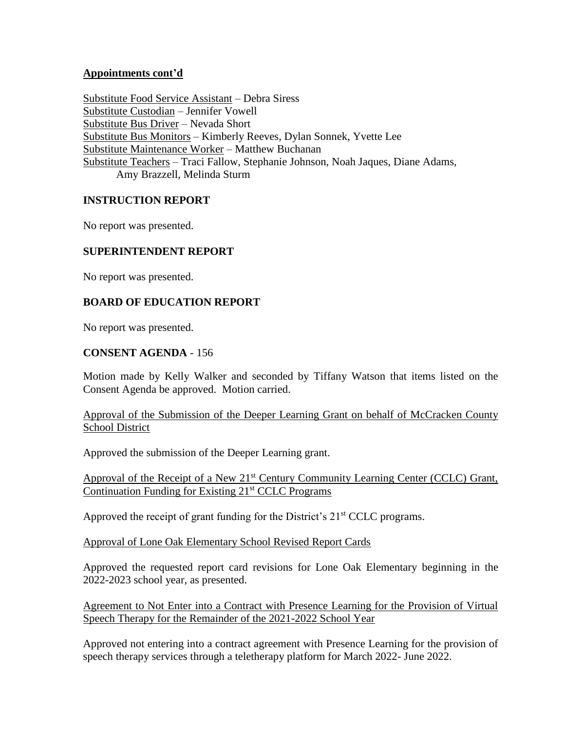**Appointments cont'd**

Substitute Food Service Assistant – Debra Siress
Substitute Custodian – Jennifer Vowell
Substitute Bus Driver – Nevada Short
Substitute Bus Monitors – Kimberly Reeves, Dylan Sonnek, Yvette Lee
Substitute Maintenance Worker – Matthew Buchanan
Substitute Teachers – Traci Fallow, Stephanie Johnson, Noah Jaques, Diane Adams, Amy Brazzell, Melinda Sturm

## INSTRUCTION REPORT

No report was presented.

## SUPERINTENDENT REPORT

No report was presented.

## BOARD OF EDUCATION REPORT

No report was presented.

## CONSENT AGENDA - 156

Motion made by Kelly Walker and seconded by Tiffany Watson that items listed on the Consent Agenda be approved. Motion carried.

Approval of the Submission of the Deeper Learning Grant on behalf of McCracken County School District

Approved the submission of the Deeper Learning grant.

Approval of the Receipt of a New 21st Century Community Learning Center (CCLC) Grant, Continuation Funding for Existing 21st CCLC Programs

Approved the receipt of grant funding for the District's 21st CCLC programs.

Approval of Lone Oak Elementary School Revised Report Cards

Approved the requested report card revisions for Lone Oak Elementary beginning in the 2022-2023 school year, as presented.

Agreement to Not Enter into a Contract with Presence Learning for the Provision of Virtual Speech Therapy for the Remainder of the 2021-2022 School Year

Approved not entering into a contract agreement with Presence Learning for the provision of speech therapy services through a teletherapy platform for March 2022- June 2022.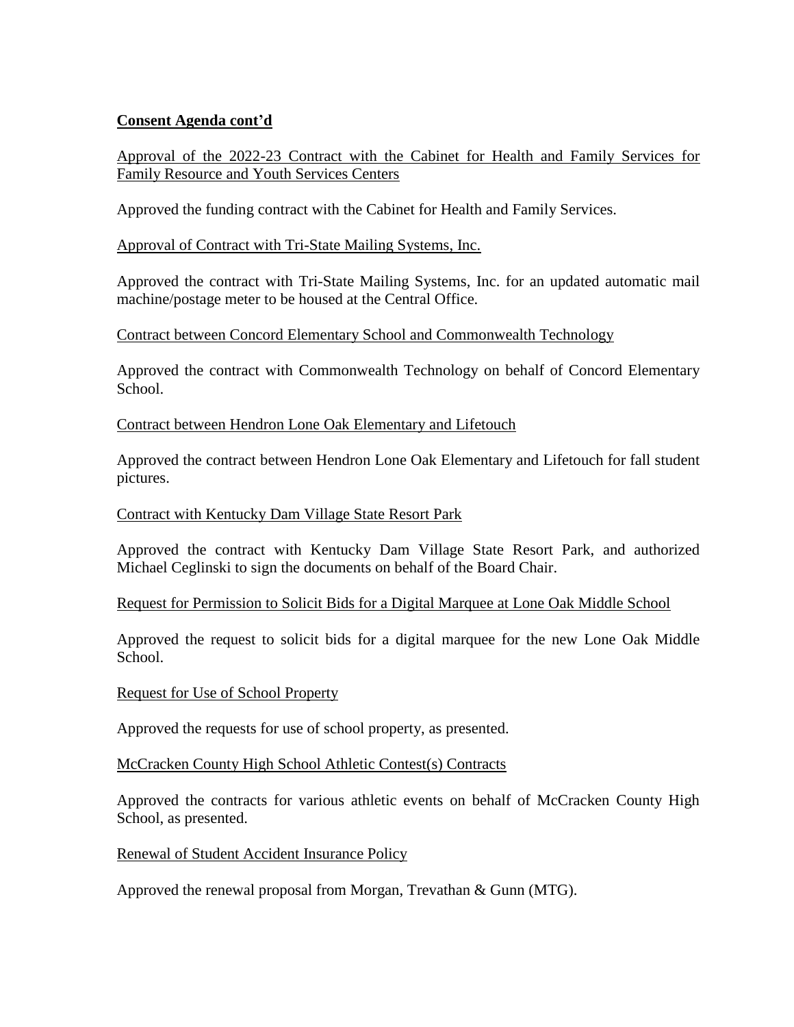**Consent Agenda cont'd**

Approval of the 2022-23 Contract with the Cabinet for Health and Family Services for Family Resource and Youth Services Centers

Approved the funding contract with the Cabinet for Health and Family Services.

Approval of Contract with Tri-State Mailing Systems, Inc.

Approved the contract with Tri-State Mailing Systems, Inc. for an updated automatic mail machine/postage meter to be housed at the Central Office.

Contract between Concord Elementary School and Commonwealth Technology

Approved the contract with Commonwealth Technology on behalf of Concord Elementary School.

Contract between Hendron Lone Oak Elementary and Lifetouch

Approved the contract between Hendron Lone Oak Elementary and Lifetouch for fall student pictures.

Contract with Kentucky Dam Village State Resort Park

Approved the contract with Kentucky Dam Village State Resort Park, and authorized Michael Ceglinski to sign the documents on behalf of the Board Chair.

Request for Permission to Solicit Bids for a Digital Marquee at Lone Oak Middle School

Approved the request to solicit bids for a digital marquee for the new Lone Oak Middle School.

Request for Use of School Property

Approved the requests for use of school property, as presented.

McCracken County High School Athletic Contest(s) Contracts

Approved the contracts for various athletic events on behalf of McCracken County High School, as presented.

Renewal of Student Accident Insurance Policy

Approved the renewal proposal from Morgan, Trevathan & Gunn (MTG).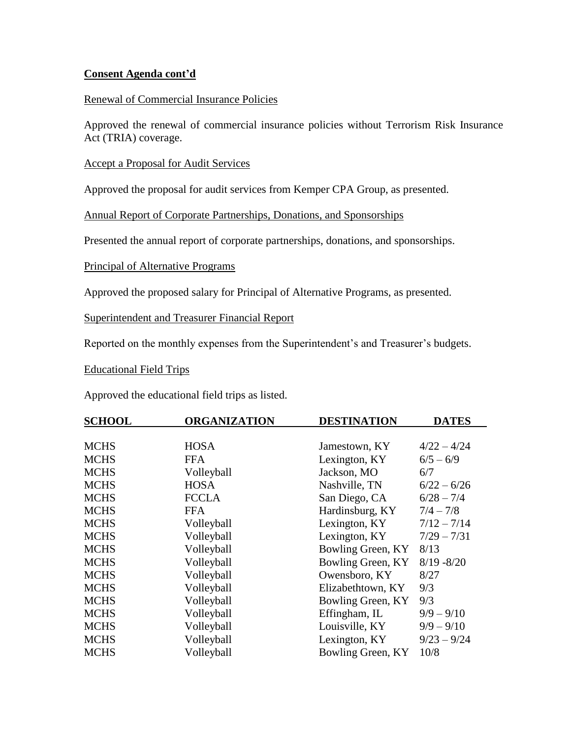**Consent Agenda cont'd**

Renewal of Commercial Insurance Policies

Approved the renewal of commercial insurance policies without Terrorism Risk Insurance Act (TRIA) coverage.

Accept a Proposal for Audit Services

Approved the proposal for audit services from Kemper CPA Group, as presented.

Annual Report of Corporate Partnerships, Donations, and Sponsorships

Presented the annual report of corporate partnerships, donations, and sponsorships.

Principal of Alternative Programs

Approved the proposed salary for Principal of Alternative Programs, as presented.

Superintendent and Treasurer Financial Report

Reported on the monthly expenses from the Superintendent's and Treasurer's budgets.

Educational Field Trips

Approved the educational field trips as listed.

| SCHOOL | ORGANIZATION | DESTINATION | DATES |
|---|---|---|---|
| MCHS | HOSA | Jamestown, KY | 4/22 – 4/24 |
| MCHS | FFA | Lexington, KY | 6/5 – 6/9 |
| MCHS | Volleyball | Jackson, MO | 6/7 |
| MCHS | HOSA | Nashville, TN | 6/22 – 6/26 |
| MCHS | FCCLA | San Diego, CA | 6/28 – 7/4 |
| MCHS | FFA | Hardinsburg, KY | 7/4 – 7/8 |
| MCHS | Volleyball | Lexington, KY | 7/12 – 7/14 |
| MCHS | Volleyball | Lexington, KY | 7/29 – 7/31 |
| MCHS | Volleyball | Bowling Green, KY | 8/13 |
| MCHS | Volleyball | Bowling Green, KY | 8/19 -8/20 |
| MCHS | Volleyball | Owensboro, KY | 8/27 |
| MCHS | Volleyball | Elizabethtown, KY | 9/3 |
| MCHS | Volleyball | Bowling Green, KY | 9/3 |
| MCHS | Volleyball | Effingham, IL | 9/9 – 9/10 |
| MCHS | Volleyball | Louisville, KY | 9/9 – 9/10 |
| MCHS | Volleyball | Lexington, KY | 9/23 – 9/24 |
| MCHS | Volleyball | Bowling Green, KY | 10/8 |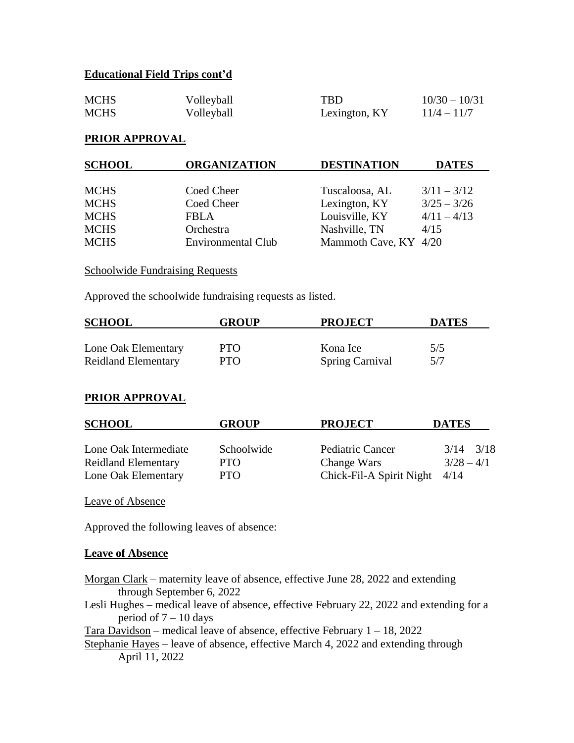**Educational Field Trips cont'd**

| | | | |
|---|---|---|---|
| MCHS | Volleyball | TBD | 10/30 – 10/31 |
| MCHS | Volleyball | Lexington, KY | 11/4 – 11/7 |

**PRIOR APPROVAL**

| SCHOOL | ORGANIZATION | DESTINATION | DATES |
|---|---|---|---|
| MCHS | Coed Cheer | Tuscaloosa, AL | 3/11 – 3/12 |
| MCHS | Coed Cheer | Lexington, KY | 3/25 – 3/26 |
| MCHS | FBLA | Louisville, KY | 4/11 – 4/13 |
| MCHS | Orchestra | Nashville, TN | 4/15 |
| MCHS | Environmental Club | Mammoth Cave, KY | 4/20 |

Schoolwide Fundraising Requests

Approved the schoolwide fundraising requests as listed.

| SCHOOL | GROUP | PROJECT | DATES |
|---|---|---|---|
| Lone Oak Elementary | PTO | Kona Ice | 5/5 |
| Reidland Elementary | PTO | Spring Carnival | 5/7 |

**PRIOR APPROVAL**

| SCHOOL | GROUP | PROJECT | DATES |
|---|---|---|---|
| Lone Oak Intermediate | Schoolwide | Pediatric Cancer | 3/14 – 3/18 |
| Reidland Elementary | PTO | Change Wars | 3/28 – 4/1 |
| Lone Oak Elementary | PTO | Chick-Fil-A Spirit Night | 4/14 |

Leave of Absence

Approved the following leaves of absence:

**Leave of Absence**

Morgan Clark – maternity leave of absence, effective June 28, 2022 and extending through September 6, 2022

Lesli Hughes – medical leave of absence, effective February 22, 2022 and extending for a period of 7 – 10 days

Tara Davidson – medical leave of absence, effective February 1 – 18, 2022

Stephanie Hayes – leave of absence, effective March 4, 2022 and extending through April 11, 2022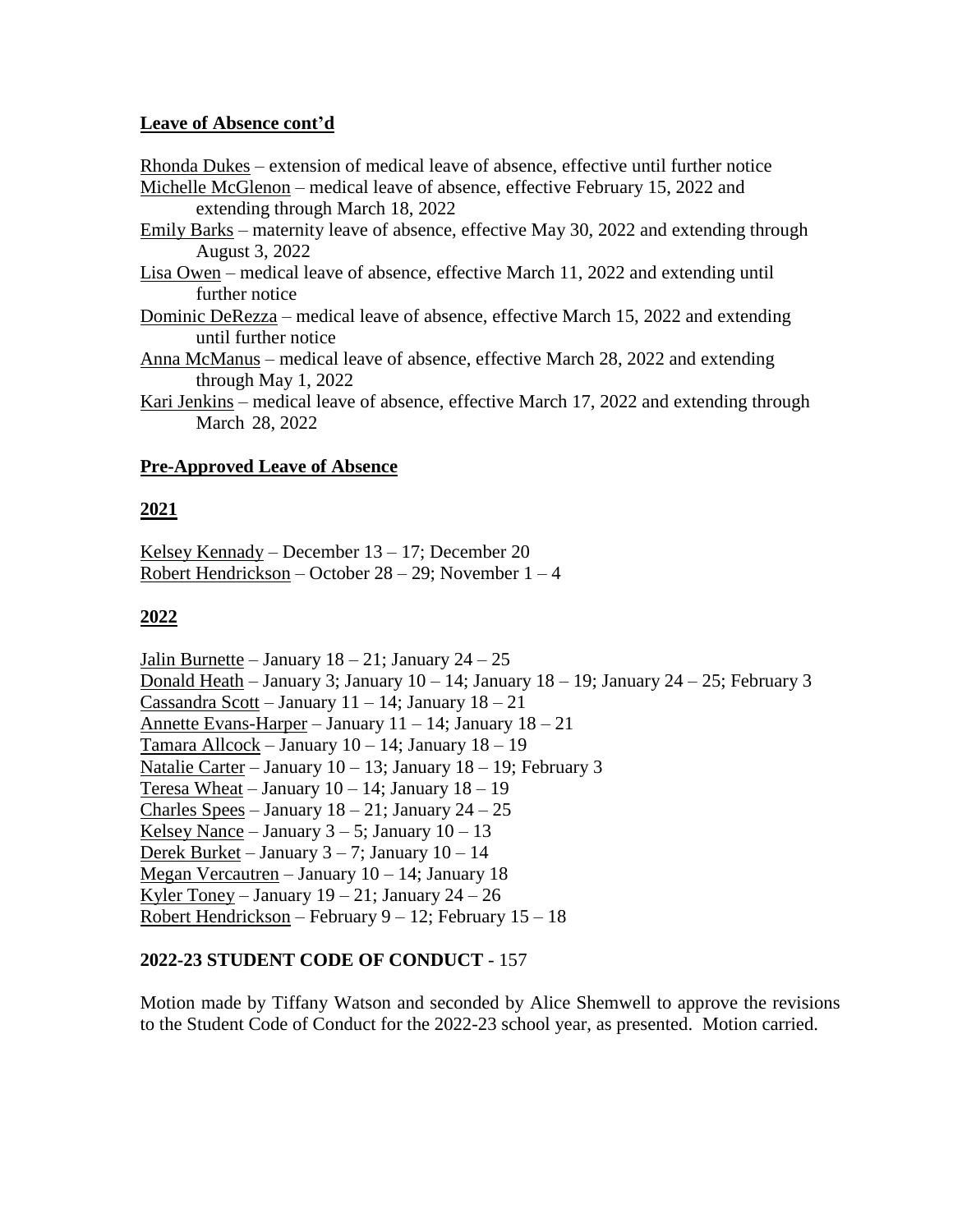**Leave of Absence cont'd**

Rhonda Dukes – extension of medical leave of absence, effective until further notice
Michelle McGlenon – medical leave of absence, effective February 15, 2022 and extending through March 18, 2022
Emily Barks – maternity leave of absence, effective May 30, 2022 and extending through August 3, 2022
Lisa Owen – medical leave of absence, effective March 11, 2022 and extending until further notice
Dominic DeRezza – medical leave of absence, effective March 15, 2022 and extending until further notice
Anna McManus – medical leave of absence, effective March 28, 2022 and extending through May 1, 2022
Kari Jenkins – medical leave of absence, effective March 17, 2022 and extending through March 28, 2022

**Pre-Approved Leave of Absence**

**2021**

Kelsey Kennady – December 13 – 17; December 20
Robert Hendrickson – October 28 – 29; November 1 – 4

**2022**

Jalin Burnette – January 18 – 21; January 24 – 25
Donald Heath – January 3; January 10 – 14; January 18 – 19; January 24 – 25; February 3
Cassandra Scott – January 11 – 14; January 18 – 21
Annette Evans-Harper – January 11 – 14; January 18 – 21
Tamara Allcock – January 10 – 14; January 18 – 19
Natalie Carter – January 10 – 13; January 18 – 19; February 3
Teresa Wheat – January 10 – 14; January 18 – 19
Charles Spees – January 18 – 21; January 24 – 25
Kelsey Nance – January 3 – 5; January 10 – 13
Derek Burket – January 3 – 7; January 10 – 14
Megan Vercautren – January 10 – 14; January 18
Kyler Toney – January 19 – 21; January 24 – 26
Robert Hendrickson – February 9 – 12; February 15 – 18

**2022-23 STUDENT CODE OF CONDUCT** - 157

Motion made by Tiffany Watson and seconded by Alice Shemwell to approve the revisions to the Student Code of Conduct for the 2022-23 school year, as presented. Motion carried.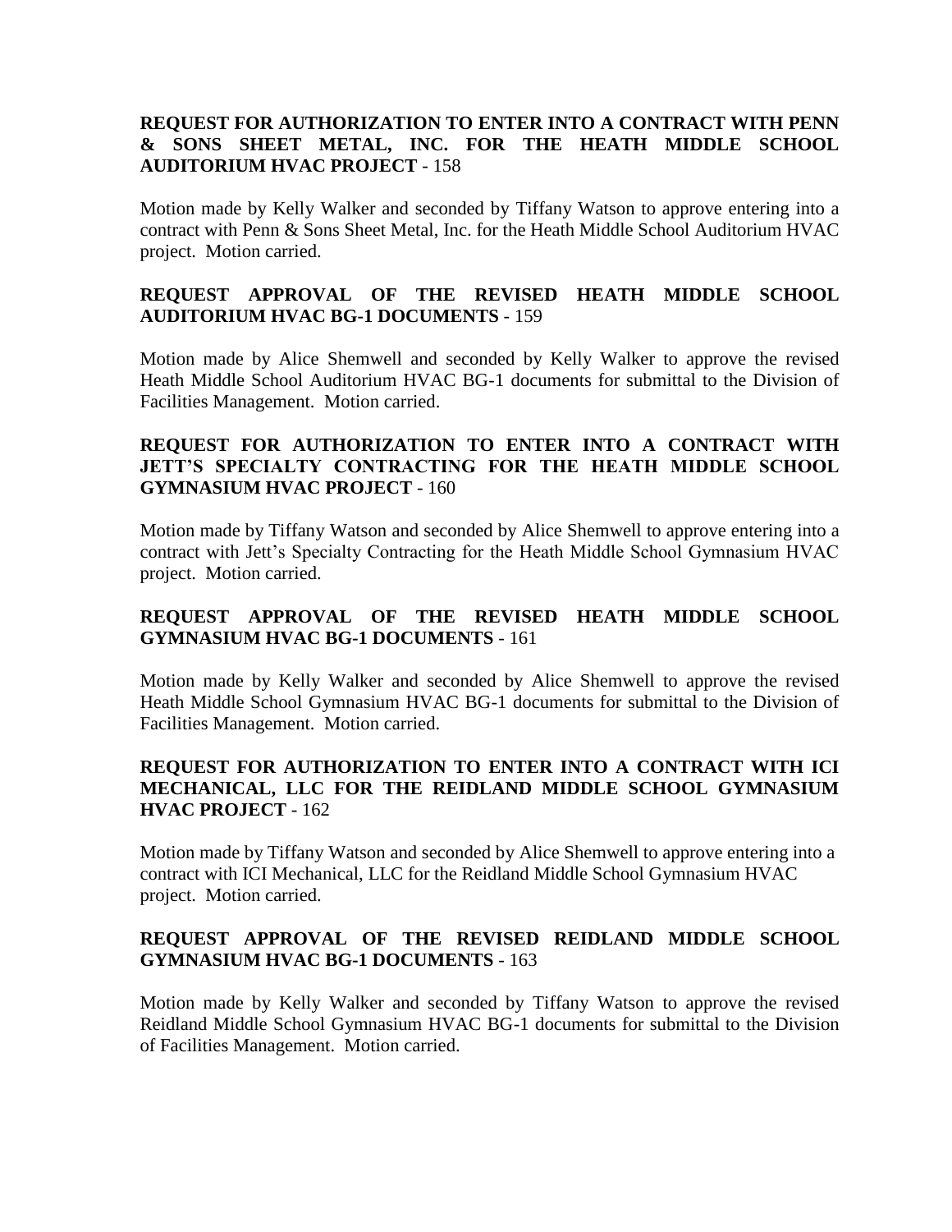**REQUEST FOR AUTHORIZATION TO ENTER INTO A CONTRACT WITH PENN & SONS SHEET METAL, INC. FOR THE HEATH MIDDLE SCHOOL AUDITORIUM HVAC PROJECT** - 158

Motion made by Kelly Walker and seconded by Tiffany Watson to approve entering into a contract with Penn & Sons Sheet Metal, Inc. for the Heath Middle School Auditorium HVAC project. Motion carried.

**REQUEST APPROVAL OF THE REVISED HEATH MIDDLE SCHOOL AUDITORIUM HVAC BG-1 DOCUMENTS** - 159

Motion made by Alice Shemwell and seconded by Kelly Walker to approve the revised Heath Middle School Auditorium HVAC BG-1 documents for submittal to the Division of Facilities Management. Motion carried.

**REQUEST FOR AUTHORIZATION TO ENTER INTO A CONTRACT WITH JETT'S SPECIALTY CONTRACTING FOR THE HEATH MIDDLE SCHOOL GYMNASIUM HVAC PROJECT** - 160

Motion made by Tiffany Watson and seconded by Alice Shemwell to approve entering into a contract with Jett's Specialty Contracting for the Heath Middle School Gymnasium HVAC project. Motion carried.

**REQUEST APPROVAL OF THE REVISED HEATH MIDDLE SCHOOL GYMNASIUM HVAC BG-1 DOCUMENTS** - 161

Motion made by Kelly Walker and seconded by Alice Shemwell to approve the revised Heath Middle School Gymnasium HVAC BG-1 documents for submittal to the Division of Facilities Management. Motion carried.

**REQUEST FOR AUTHORIZATION TO ENTER INTO A CONTRACT WITH ICI MECHANICAL, LLC FOR THE REIDLAND MIDDLE SCHOOL GYMNASIUM HVAC PROJECT** - 162

Motion made by Tiffany Watson and seconded by Alice Shemwell to approve entering into a contract with ICI Mechanical, LLC for the Reidland Middle School Gymnasium HVAC project. Motion carried.

**REQUEST APPROVAL OF THE REVISED REIDLAND MIDDLE SCHOOL GYMNASIUM HVAC BG-1 DOCUMENTS** - 163

Motion made by Kelly Walker and seconded by Tiffany Watson to approve the revised Reidland Middle School Gymnasium HVAC BG-1 documents for submittal to the Division of Facilities Management. Motion carried.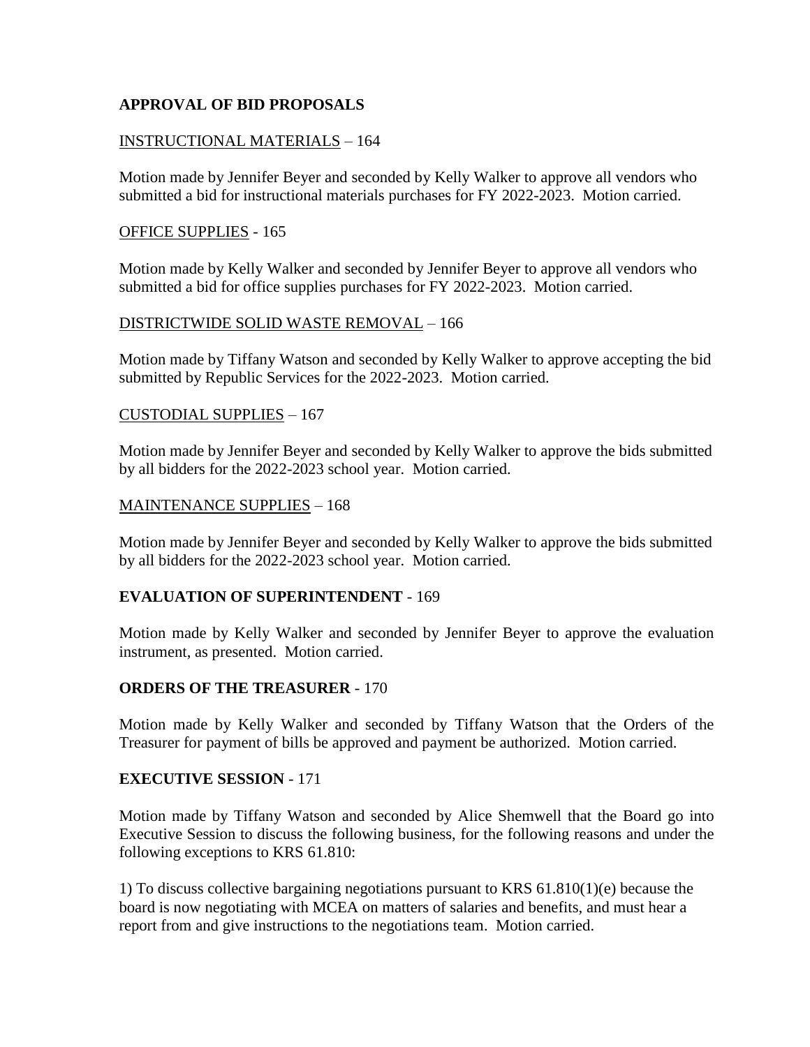**APPROVAL OF BID PROPOSALS**

<u>INSTRUCTIONAL MATERIALS</u> – 164

Motion made by Jennifer Beyer and seconded by Kelly Walker to approve all vendors who submitted a bid for instructional materials purchases for FY 2022-2023. Motion carried.

<u>OFFICE SUPPLIES</u> - 165

Motion made by Kelly Walker and seconded by Jennifer Beyer to approve all vendors who submitted a bid for office supplies purchases for FY 2022-2023. Motion carried.

<u>DISTRICTWIDE SOLID WASTE REMOVAL</u> – 166

Motion made by Tiffany Watson and seconded by Kelly Walker to approve accepting the bid submitted by Republic Services for the 2022-2023. Motion carried.

<u>CUSTODIAL SUPPLIES</u> – 167

Motion made by Jennifer Beyer and seconded by Kelly Walker to approve the bids submitted by all bidders for the 2022-2023 school year. Motion carried.

<u>MAINTENANCE SUPPLIES</u> – 168

Motion made by Jennifer Beyer and seconded by Kelly Walker to approve the bids submitted by all bidders for the 2022-2023 school year. Motion carried.

**EVALUATION OF SUPERINTENDENT** - 169

Motion made by Kelly Walker and seconded by Jennifer Beyer to approve the evaluation instrument, as presented. Motion carried.

**ORDERS OF THE TREASURER** - 170

Motion made by Kelly Walker and seconded by Tiffany Watson that the Orders of the Treasurer for payment of bills be approved and payment be authorized. Motion carried.

**EXECUTIVE SESSION** - 171

Motion made by Tiffany Watson and seconded by Alice Shemwell that the Board go into Executive Session to discuss the following business, for the following reasons and under the following exceptions to KRS 61.810:

1) To discuss collective bargaining negotiations pursuant to KRS 61.810(1)(e) because the board is now negotiating with MCEA on matters of salaries and benefits, and must hear a report from and give instructions to the negotiations team. Motion carried.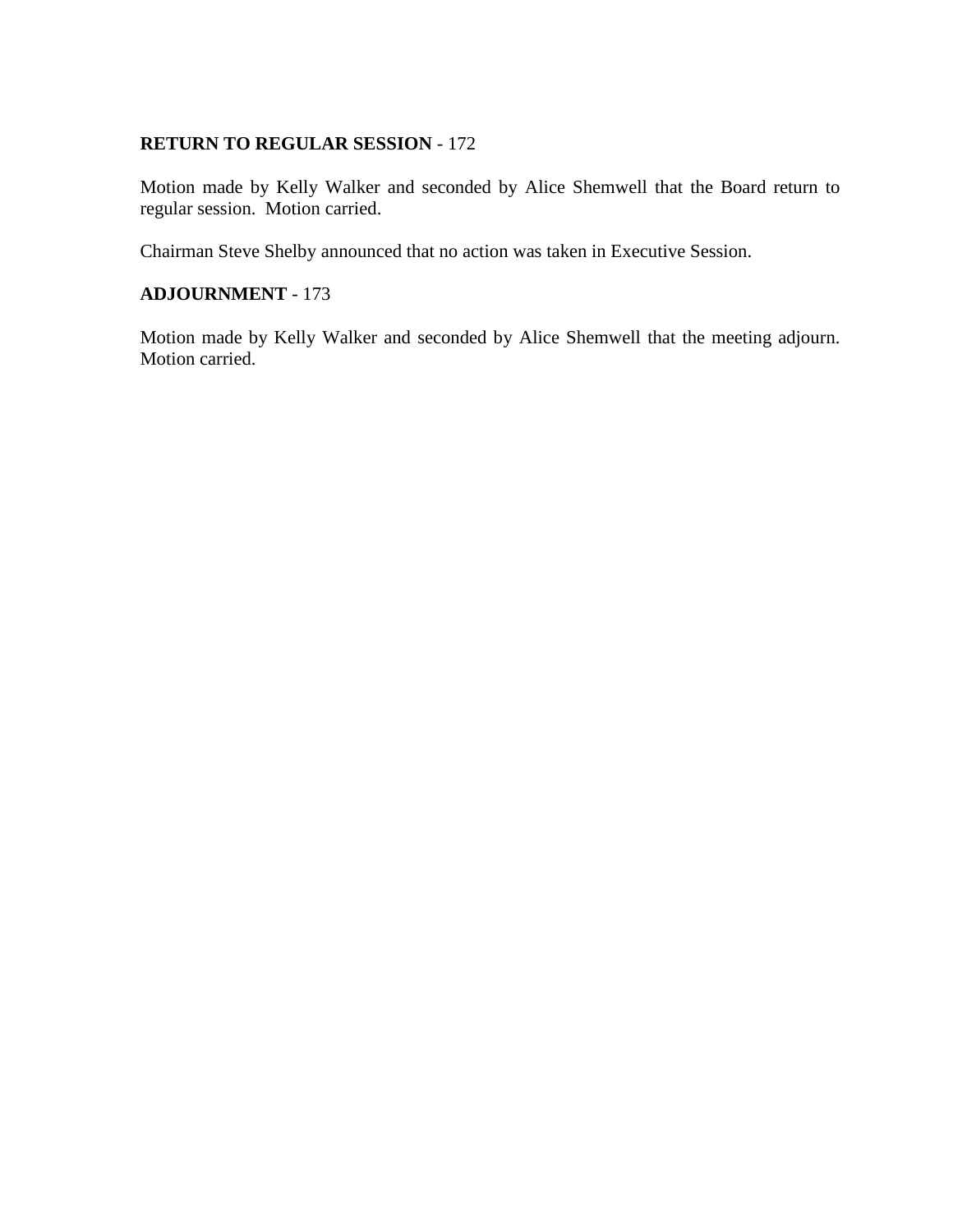**RETURN TO REGULAR SESSION** - 172

Motion made by Kelly Walker and seconded by Alice Shemwell that the Board return to regular session. Motion carried.

Chairman Steve Shelby announced that no action was taken in Executive Session.

**ADJOURNMENT** - 173

Motion made by Kelly Walker and seconded by Alice Shemwell that the meeting adjourn. Motion carried.